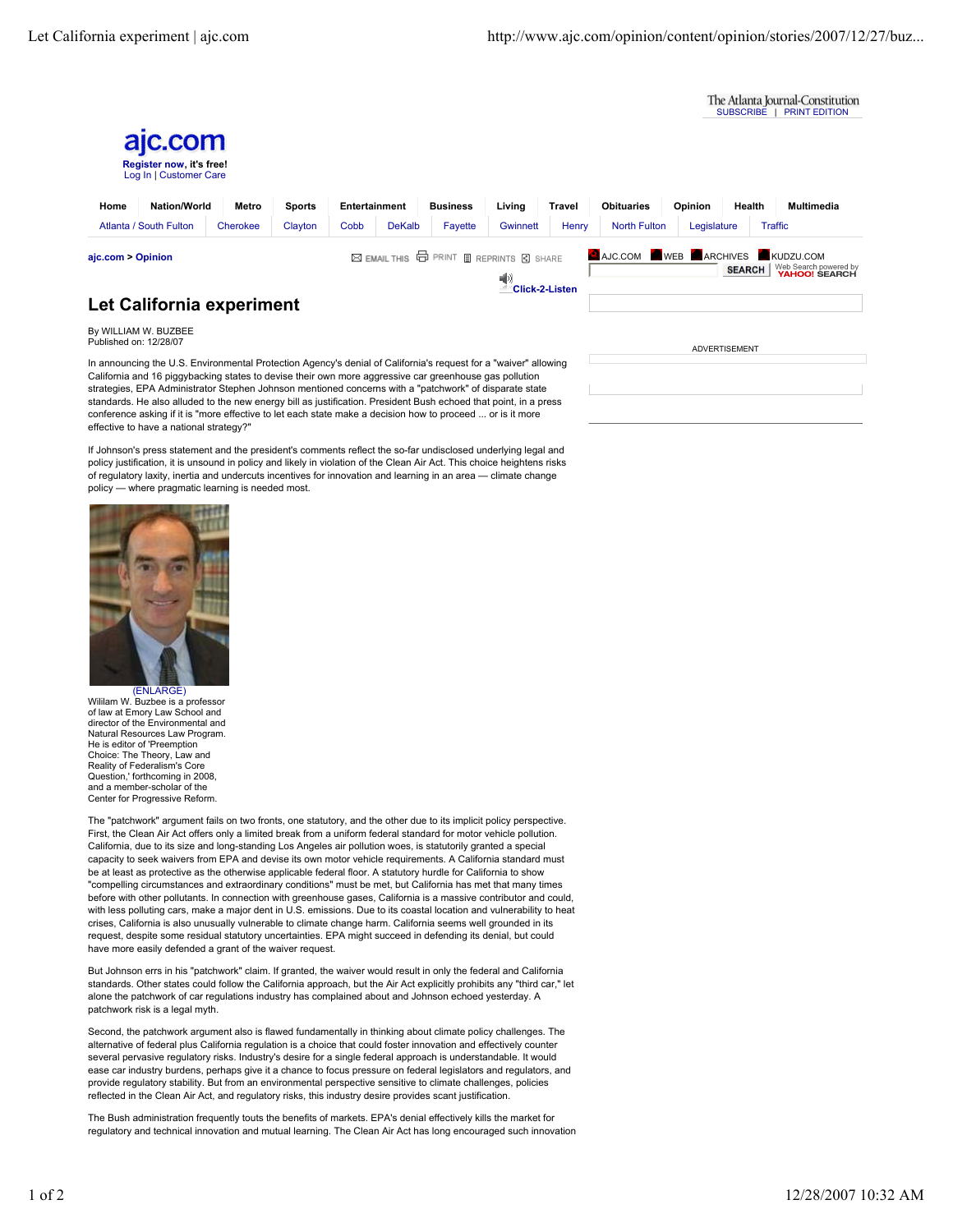# Let California experiment

By WILLIAM W. BUZBEE
Published on: 12/28/07

In announcing the U.S. Environmental Protection Agency's denial of California's request for a "waiver" allowing California and 16 piggybacking states to devise their own more aggressive car greenhouse gas pollution strategies, EPA Administrator Stephen Johnson mentioned concerns with a "patchwork" of disparate state standards. He also alluded to the new energy bill as justification. President Bush echoed that point, in a press conference asking if it is "more effective to let each state make a decision how to proceed ... or is it more effective to have a national strategy?"

If Johnson's press statement and the president's comments reflect the so-far undisclosed underlying legal and policy justification, it is unsound in policy and likely in violation of the Clean Air Act. This choice heightens risks of regulatory laxity, inertia and undercuts incentives for innovation and learning in an area — climate change policy — where pragmatic learning is needed most.

(ENLARGE)
Wililam W. Buzbee is a professor of law at Emory Law School and director of the Environmental and Natural Resources Law Program. He is editor of 'Preemption Choice: The Theory, Law and Reality of Federalism's Core Question,' forthcoming in 2008, and a member-scholar of the Center for Progressive Reform.

The "patchwork" argument fails on two fronts, one statutory, and the other due to its implicit policy perspective. First, the Clean Air Act offers only a limited break from a uniform federal standard for motor vehicle pollution. California, due to its size and long-standing Los Angeles air pollution woes, is statutorily granted a special capacity to seek waivers from EPA and devise its own motor vehicle requirements. A California standard must be at least as protective as the otherwise applicable federal floor. A statutory hurdle for California to show "compelling circumstances and extraordinary conditions" must be met, but California has met that many times before with other pollutants. In connection with greenhouse gases, California is a massive contributor and could, with less polluting cars, make a major dent in U.S. emissions. Due to its coastal location and vulnerability to heat crises, California is also unusually vulnerable to climate change harm. California seems well grounded in its request, despite some residual statutory uncertainties. EPA might succeed in defending its denial, but could have more easily defended a grant of the waiver request.

But Johnson errs in his "patchwork" claim. If granted, the waiver would result in only the federal and California standards. Other states could follow the California approach, but the Air Act explicitly prohibits any "third car," let alone the patchwork of car regulations industry has complained about and Johnson echoed yesterday. A patchwork risk is a legal myth.

Second, the patchwork argument also is flawed fundamentally in thinking about climate policy challenges. The alternative of federal plus California regulation is a choice that could foster innovation and effectively counter several pervasive regulatory risks. Industry's desire for a single federal approach is understandable. It would ease car industry burdens, perhaps give it a chance to focus pressure on federal legislators and regulators, and provide regulatory stability. But from an environmental perspective sensitive to climate challenges, policies reflected in the Clean Air Act, and regulatory risks, this industry desire provides scant justification.

The Bush administration frequently touts the benefits of markets. EPA's denial effectively kills the market for regulatory and technical innovation and mutual learning. The Clean Air Act has long encouraged such innovation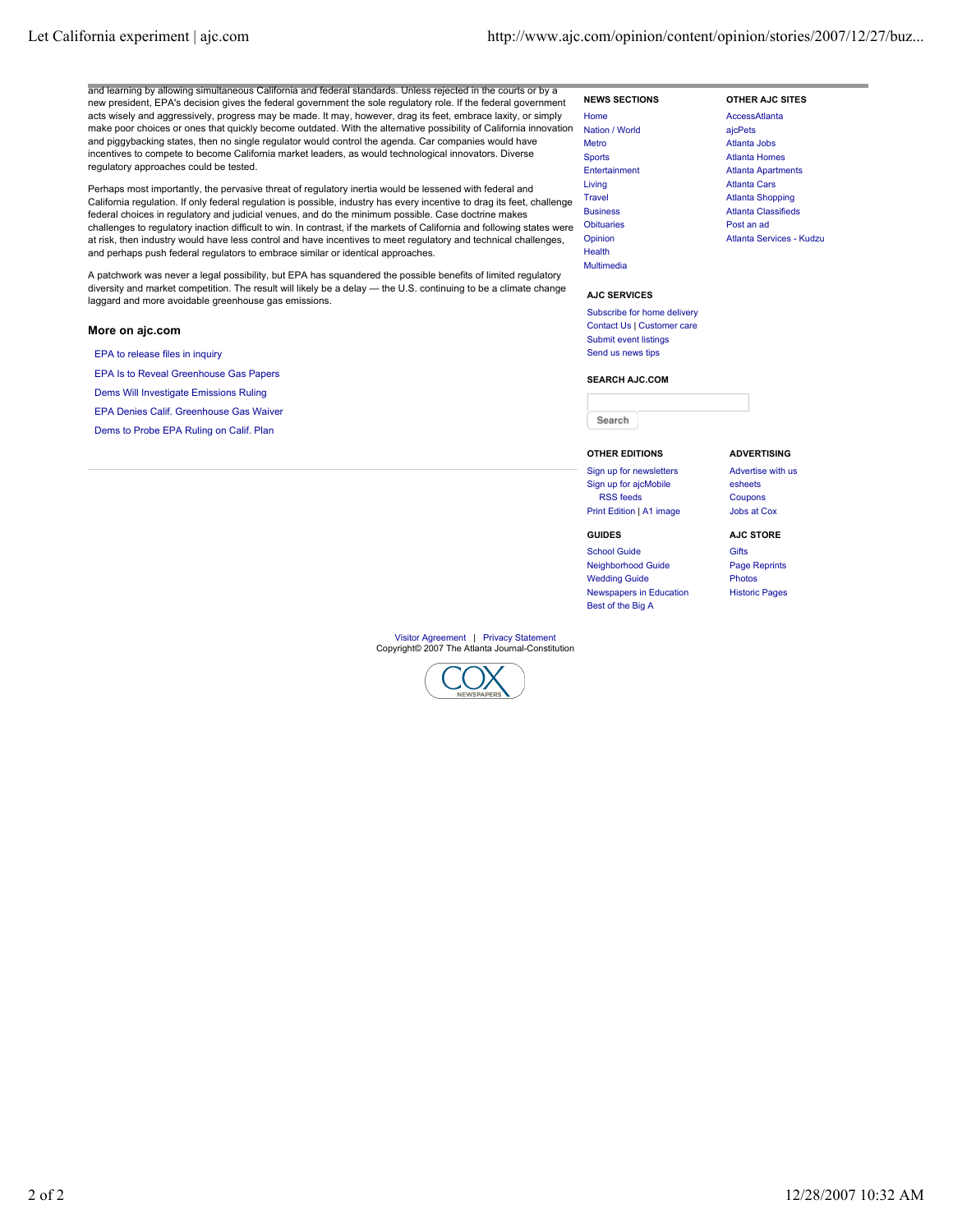and learning by allowing simultaneous California and federal standards. Unless rejected in the courts or by a new president, EPA's decision gives the federal government the sole regulatory role. If the federal government acts wisely and aggressively, progress may be made. It may, however, drag its feet, embrace laxity, or simply make poor choices or ones that quickly become outdated. With the alternative possibility of California innovation and piggybacking states, then no single regulator would control the agenda. Car companies would have incentives to compete to become California market leaders, as would technological innovators. Diverse regulatory approaches could be tested.

Perhaps most importantly, the pervasive threat of regulatory inertia would be lessened with federal and California regulation. If only federal regulation is possible, industry has every incentive to drag its feet, challenge federal choices in regulatory and judicial venues, and do the minimum possible. Case doctrine makes challenges to regulatory inaction difficult to win. In contrast, if the markets of California and following states were at risk, then industry would have less control and have incentives to meet regulatory and technical challenges, and perhaps push federal regulators to embrace similar or identical approaches.

A patchwork was never a legal possibility, but EPA has squandered the possible benefits of limited regulatory diversity and market competition. The result will likely be a delay — the U.S. continuing to be a climate change laggard and more avoidable greenhouse gas emissions.

### More on ajc.com

- EPA to release files in inquiry
- EPA Is to Reveal Greenhouse Gas Papers
- Dems Will Investigate Emissions Ruling
- EPA Denies Calif. Greenhouse Gas Waiver
- Dems to Probe EPA Ruling on Calif. Plan

**NEWS SECTIONS**

- Home
- Nation / World
- Metro
- Sports
- Entertainment
- Living
- Travel
- Business
- Obituaries
- Opinion
- Health
- Multimedia

**OTHER AJC SITES**

- AccessAtlanta
- ajcPets
- Atlanta Jobs
- Atlanta Homes
- Atlanta Apartments
- Atlanta Cars
- Atlanta Shopping
- Atlanta Classifieds
- Post an ad
- Atlanta Services - Kudzu

**AJC SERVICES**

- Subscribe for home delivery
- Contact Us | Customer care
- Submit event listings
- Send us news tips

**SEARCH AJC.COM**

Search

**OTHER EDITIONS**

- Sign up for newsletters
- Sign up for ajcMobile
- RSS feeds
- Print Edition | A1 image

**ADVERTISING**

- Advertise with us
- esheets
- Coupons
- Jobs at Cox

**GUIDES**

- School Guide
- Neighborhood Guide
- Wedding Guide
- Newspapers in Education
- Best of the Big A

**AJC STORE**

- Gifts
- Page Reprints
- Photos
- Historic Pages

Visitor Agreement | Privacy Statement
Copyright© 2007 The Atlanta Journal-Constitution

COX NEWSPAPERS